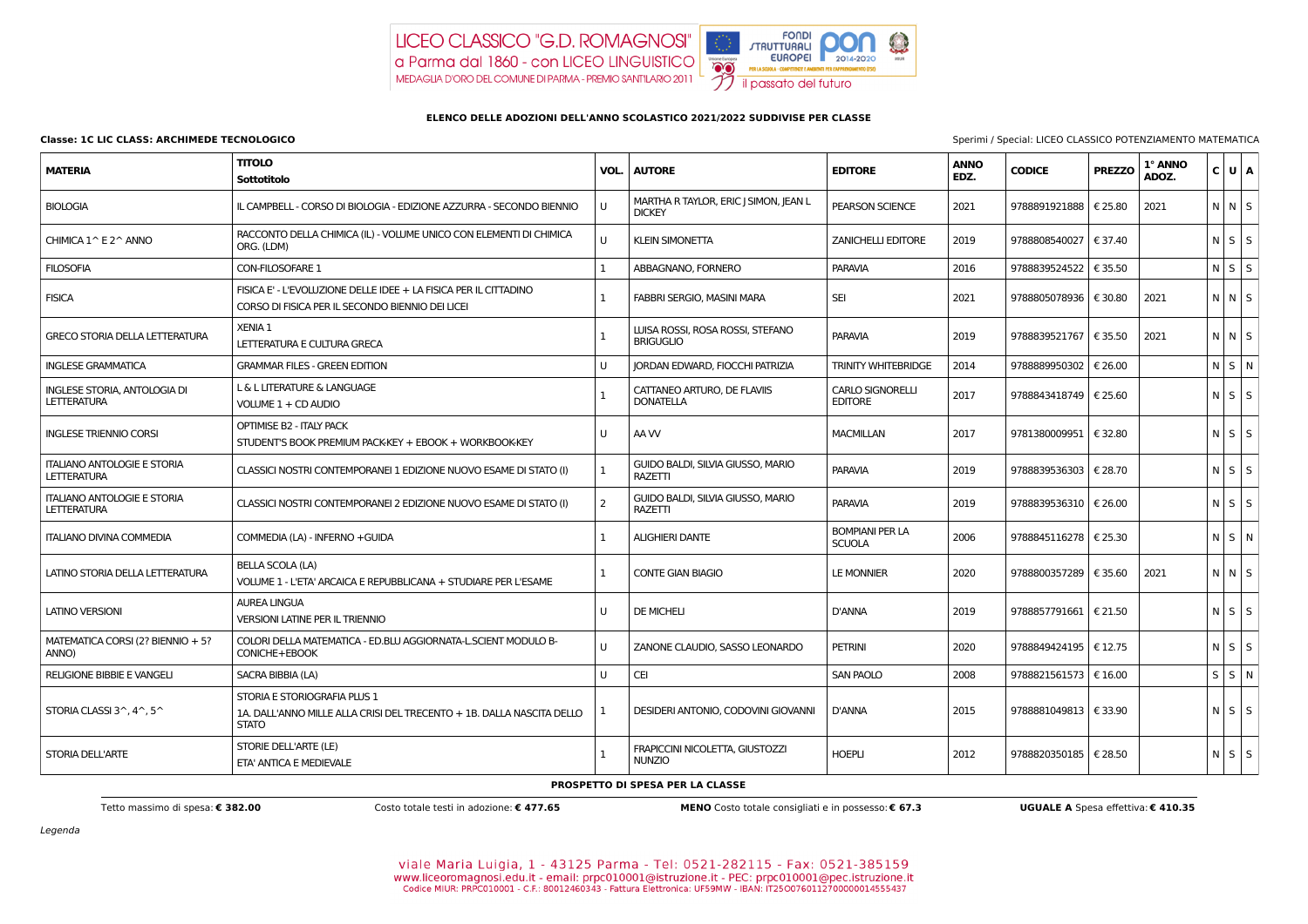LICEO CLASSICO "G.D. ROMAGNOSI" a Parma dal 1860 - con LICEO LINGUISTICO
MEDAGLIA D'ORO DEL COMUNE DI PARMA - PREMIO SANT'ILARIO 2011

**ELENCO DELLE ADOZIONI DELL'ANNO SCOLASTICO 2021/2022 SUDDIVISE PER CLASSE**

**Classe: 1C LIC CLASS: ARCHIMEDE TECNOLOGICO**

Sperimi / Special: LICEO CLASSICO POTENZIAMENTO MATEMATICA

| MATERIA | TITOLO Sottotitolo | VOL. | AUTORE | EDITORE | ANNO EDZ. | CODICE | PREZZO | 1° ANNO ADOZ. | C | U | A |
|---|---|---|---|---|---|---|---|---|---|---|---|
| BIOLOGIA | IL CAMPBELL - CORSO DI BIOLOGIA - EDIZIONE AZZURRA - SECONDO BIENNIO | U | MARTHA R TAYLOR, ERIC J SIMON, JEAN L DICKEY | PEARSON SCIENCE | 2021 | 9788891921888 | € 25.80 | 2021 | N | N | S |
| CHIMICA 1^ E 2^ ANNO | RACCONTO DELLA CHIMICA (IL) - VOLUME UNICO CON ELEMENTI DI CHIMICA ORG. (LDM) | U | KLEIN SIMONETTA | ZANICHELLI EDITORE | 2019 | 9788808540027 | € 37.40 | | N | S | S |
| FILOSOFIA | CON-FILOSOFARE 1 | 1 | ABBAGNANO, FORNERO | PARAVIA | 2016 | 9788839524522 | € 35.50 | | N | S | S |
| FISICA | FISICA E' - L'EVOLUZIONE DELLE IDEE + LA FISICA PER IL CITTADINO CORSO DI FISICA PER IL SECONDO BIENNIO DEI LICEI | 1 | FABBRI SERGIO, MASINI MARA | SEI | 2021 | 9788805078936 | € 30.80 | 2021 | N | N | S |
| GRECO STORIA DELLA LETTERATURA | XENIA 1 LETTERATURA E CULTURA GRECA | 1 | LUISA ROSSI, ROSA ROSSI, STEFANO BRIGUGLIO | PARAVIA | 2019 | 9788839521767 | € 35.50 | 2021 | N | N | S |
| INGLESE GRAMMATICA | GRAMMAR FILES - GREEN EDITION | U | JORDAN EDWARD, FIOCCHI PATRIZIA | TRINITY WHITEBRIDGE | 2014 | 9788889950302 | € 26.00 | | N | S | N |
| INGLESE STORIA, ANTOLOGIA DI LETTERATURA | L & L LITERATURE & LANGUAGE VOLUME 1 + CD AUDIO | 1 | CATTANEO ARTURO, DE FLAVIIS DONATELLA | CARLO SIGNORELLI EDITORE | 2017 | 9788843418749 | € 25.60 | | N | S | S |
| INGLESE TRIENNIO CORSI | OPTIMISE B2 - ITALY PACK STUDENT'S BOOK PREMIUM PACK-KEY + EBOOK + WORKBOOK-KEY | U | AA VV | MACMILLAN | 2017 | 9781380009951 | € 32.80 | | N | S | S |
| ITALIANO ANTOLOGIE E STORIA LETTERATURA | CLASSICI NOSTRI CONTEMPORANEI 1 EDIZIONE NUOVO ESAME DI STATO (I) | 1 | GUIDO BALDI, SILVIA GIUSSO, MARIO RAZETTI | PARAVIA | 2019 | 9788839536303 | € 28.70 | | N | S | S |
| ITALIANO ANTOLOGIE E STORIA LETTERATURA | CLASSICI NOSTRI CONTEMPORANEI 2 EDIZIONE NUOVO ESAME DI STATO (I) | 2 | GUIDO BALDI, SILVIA GIUSSO, MARIO RAZETTI | PARAVIA | 2019 | 9788839536310 | € 26.00 | | N | S | S |
| ITALIANO DIVINA COMMEDIA | COMMEDIA (LA) - INFERNO +GUIDA | 1 | ALIGHIERI DANTE | BOMPIANI PER LA SCUOLA | 2006 | 9788845116278 | € 25.30 | | N | S | N |
| LATINO STORIA DELLA LETTERATURA | BELLA SCOLA (LA) VOLUME 1 - L'ETA' ARCAICA E REPUBBLICANA + STUDIARE PER L'ESAME | 1 | CONTE GIAN BIAGIO | LE MONNIER | 2020 | 9788800357289 | € 35.60 | 2021 | N | N | S |
| LATINO VERSIONI | AUREA LINGUA VERSIONI LATINE PER IL TRIENNIO | U | DE MICHELI | D'ANNA | 2019 | 9788857791661 | € 21.50 | | N | S | S |
| MATEMATICA CORSI (2? BIENNIO + 5? ANNO) | COLORI DELLA MATEMATICA - ED.BLU AGGIORNATA-L.SCIENT MODULO B-CONICHE+EBOOK | U | ZANONE CLAUDIO, SASSO LEONARDO | PETRINI | 2020 | 9788849424195 | € 12.75 | | N | S | S |
| RELIGIONE BIBBIE E VANGELI | SACRA BIBBIA (LA) | U | CEI | SAN PAOLO | 2008 | 9788821561573 | € 16.00 | | S | S | N |
| STORIA CLASSI 3^, 4^, 5^ | STORIA E STORIOGRAFIA PLUS 1 1A. DALL'ANNO MILLE ALLA CRISI DEL TRECENTO + 1B. DALLA NASCITA DELLO STATO | 1 | DESIDERI ANTONIO, CODOVINI GIOVANNI | D'ANNA | 2015 | 9788881049813 | € 33.90 | | N | S | S |
| STORIA DELL'ARTE | STORIE DELL'ARTE (LE) ETA' ANTICA E MEDIEVALE | 1 | FRAPICCINI NICOLETTA, GIUSTOZZI NUNZIO | HOEPLI | 2012 | 9788820350185 | € 28.50 | | N | S | S |

**PROSPETTO DI SPESA PER LA CLASSE**

Tetto massimo di spesa: **€ 382.00** — Costo totale testi in adozione: **€ 477.65** — **MENO** Costo totale consigliati e in possesso: **€ 67.3** — **UGUALE A** Spesa effettiva: **€ 410.35**

*Legenda*

viale Maria Luigia, 1 - 43125 Parma - Tel: 0521-282115 - Fax: 0521-385159
www.liceoromagnosi.edu.it - email: prpc010001@istruzione.it - PEC: prpc010001@pec.istruzione.it
Codice MIUR: PRPC010001 - C.F.: 80012460343 - Fattura Elettronica: UF59MW - IBAN: IT25O0760112700000014555437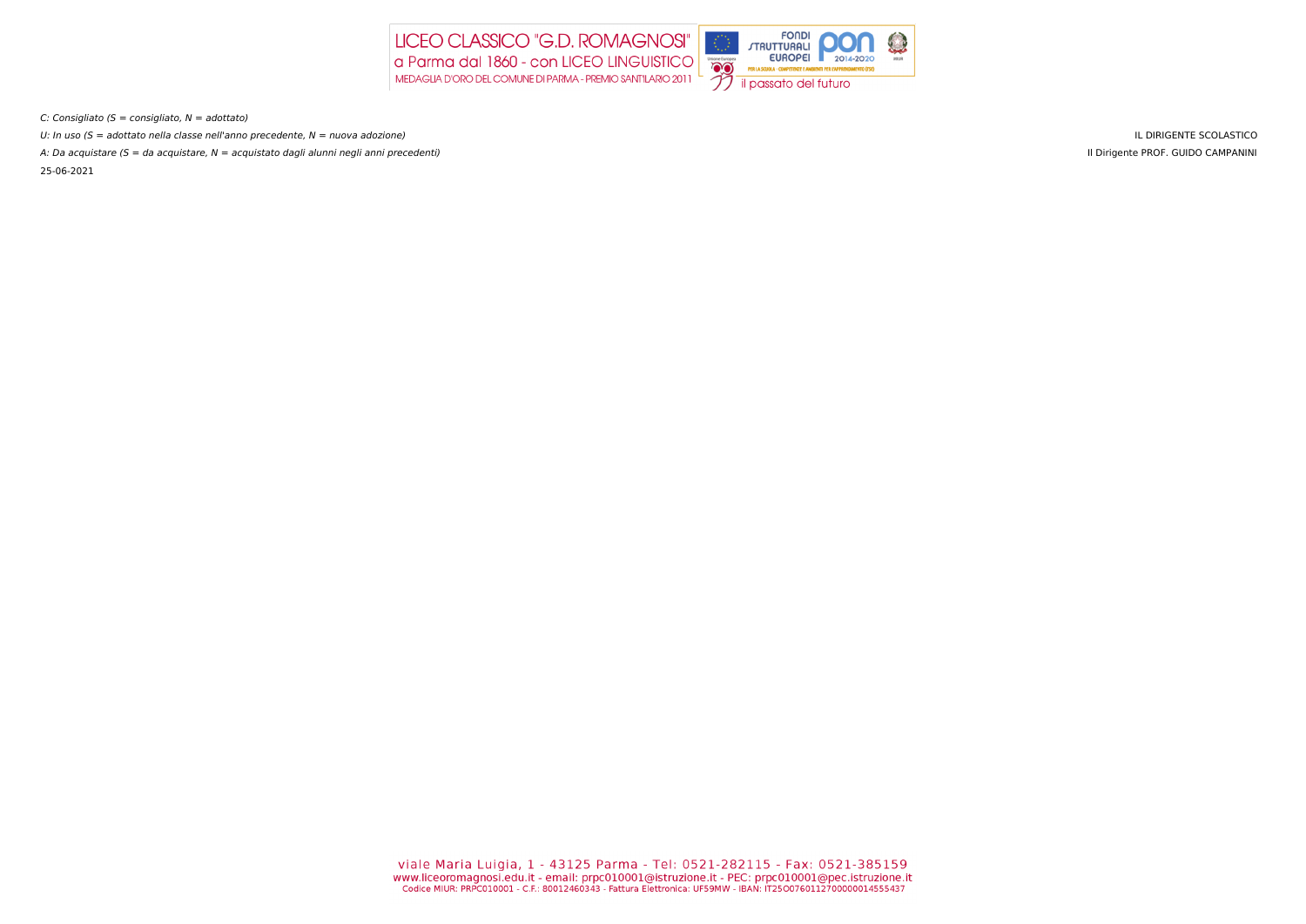*C: Consigliato (S = consigliato, N = adottato)*

*U: In uso (S = adottato nella classe nell'anno precedente, N = nuova adozione)*

*A: Da acquistare (S = da acquistare, N = acquistato dagli alunni negli anni precedenti)*

25-06-2021

IL DIRIGENTE SCOLASTICO

Il Dirigente PROF. GUIDO CAMPANINI